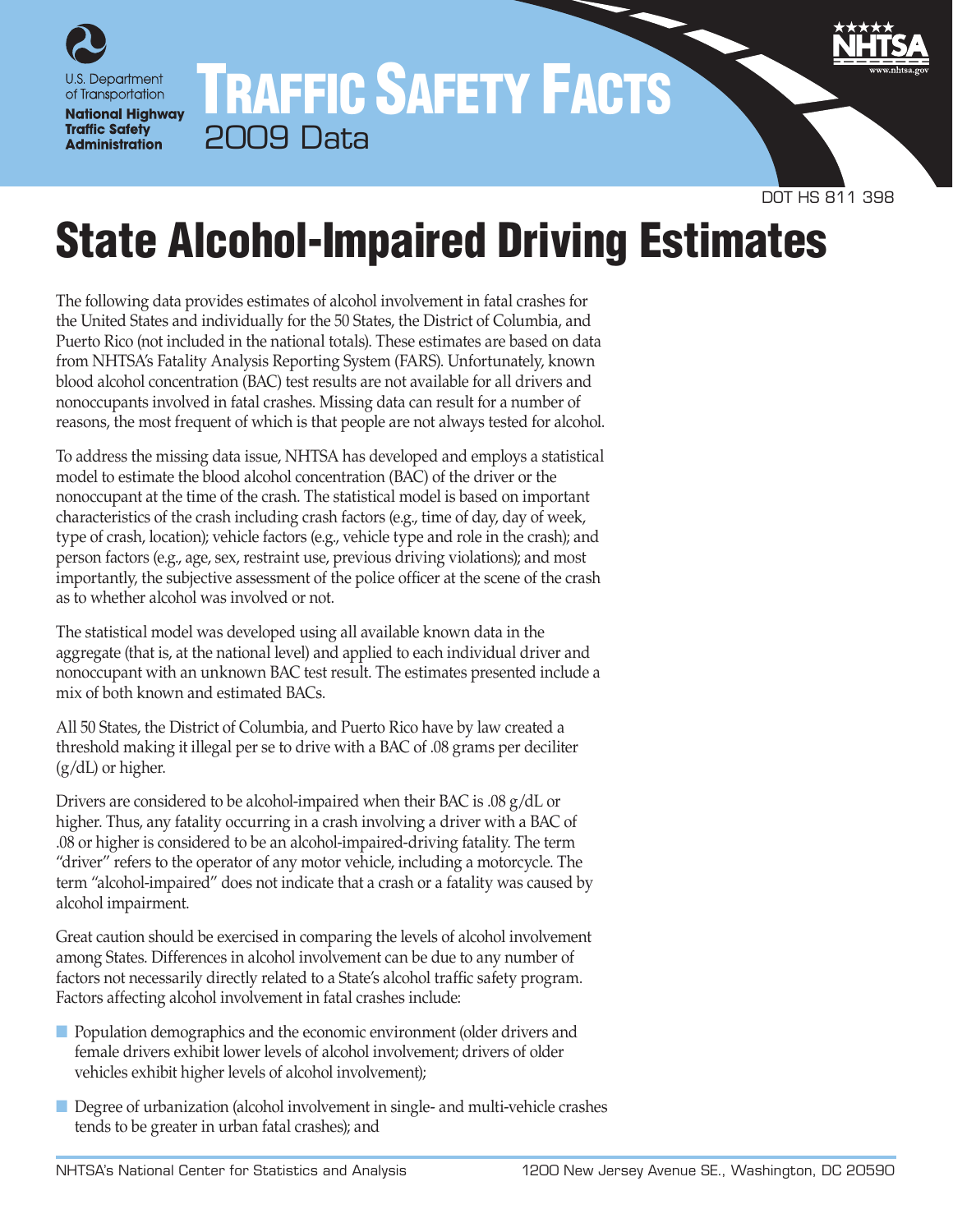U.S. Department of Transportation

**National Highway Traffic Safety Administration**

# TRAFFIC SAFETY FACTS

2009 Data

DOT HS 811 398

# State Alcohol-Impaired Driving Estimates

The following data provides estimates of alcohol involvement in fatal crashes for the United States and individually for the 50 States, the District of Columbia, and Puerto Rico (not included in the national totals). These estimates are based on data from NHTSA's Fatality Analysis Reporting System (FARS). Unfortunately, known blood alcohol concentration (BAC) test results are not available for all drivers and nonoccupants involved in fatal crashes. Missing data can result for a number of reasons, the most frequent of which is that people are not always tested for alcohol.

To address the missing data issue, NHTSA has developed and employs a statistical model to estimate the blood alcohol concentration (BAC) of the driver or the nonoccupant at the time of the crash. The statistical model is based on important characteristics of the crash including crash factors (e.g., time of day, day of week, type of crash, location); vehicle factors (e.g., vehicle type and role in the crash); and person factors (e.g., age, sex, restraint use, previous driving violations); and most importantly, the subjective assessment of the police officer at the scene of the crash as to whether alcohol was involved or not.

The statistical model was developed using all available known data in the aggregate (that is, at the national level) and applied to each individual driver and nonoccupant with an unknown BAC test result. The estimates presented include a mix of both known and estimated BACs.

All 50 States, the District of Columbia, and Puerto Rico have by law created a threshold making it illegal per se to drive with a BAC of .08 grams per deciliter (g/dL) or higher.

Drivers are considered to be alcohol-impaired when their BAC is .08 g/dL or higher. Thus, any fatality occurring in a crash involving a driver with a BAC of .08 or higher is considered to be an alcohol-impaired-driving fatality. The term "driver" refers to the operator of any motor vehicle, including a motorcycle. The term "alcohol-impaired" does not indicate that a crash or a fatality was caused by alcohol impairment.

Great caution should be exercised in comparing the levels of alcohol involvement among States. Differences in alcohol involvement can be due to any number of factors not necessarily directly related to a State's alcohol traffic safety program. Factors affecting alcohol involvement in fatal crashes include:

- Population demographics and the economic environment (older drivers and female drivers exhibit lower levels of alcohol involvement; drivers of older vehicles exhibit higher levels of alcohol involvement);
- Degree of urbanization (alcohol involvement in single- and multi-vehicle crashes tends to be greater in urban fatal crashes); and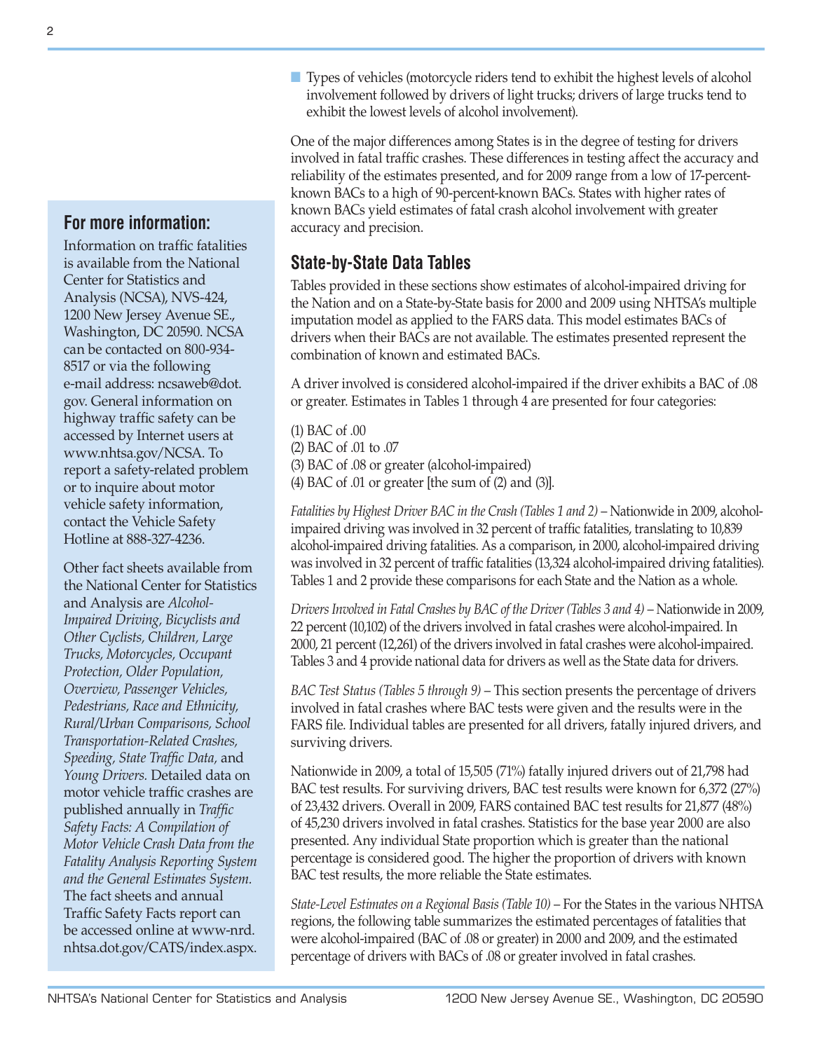- Types of vehicles (motorcycle riders tend to exhibit the highest levels of alcohol involvement followed by drivers of light trucks; drivers of large trucks tend to exhibit the lowest levels of alcohol involvement).

One of the major differences among States is in the degree of testing for drivers involved in fatal traffic crashes. These differences in testing affect the accuracy and reliability of the estimates presented, and for 2009 range from a low of 17-percent-known BACs to a high of 90-percent-known BACs. States with higher rates of known BACs yield estimates of fatal crash alcohol involvement with greater accuracy and precision.

## State-by-State Data Tables

Tables provided in these sections show estimates of alcohol-impaired driving for the Nation and on a State-by-State basis for 2000 and 2009 using NHTSA's multiple imputation model as applied to the FARS data. This model estimates BACs of drivers when their BACs are not available. The estimates presented represent the combination of known and estimated BACs.

A driver involved is considered alcohol-impaired if the driver exhibits a BAC of .08 or greater. Estimates in Tables 1 through 4 are presented for four categories:

(1) BAC of .00
(2) BAC of .01 to .07
(3) BAC of .08 or greater (alcohol-impaired)
(4) BAC of .01 or greater [the sum of (2) and (3)].

*Fatalities by Highest Driver BAC in the Crash (Tables 1 and 2)* – Nationwide in 2009, alcohol-impaired driving was involved in 32 percent of traffic fatalities, translating to 10,839 alcohol-impaired driving fatalities. As a comparison, in 2000, alcohol-impaired driving was involved in 32 percent of traffic fatalities (13,324 alcohol-impaired driving fatalities). Tables 1 and 2 provide these comparisons for each State and the Nation as a whole.

*Drivers Involved in Fatal Crashes by BAC of the Driver (Tables 3 and 4)* – Nationwide in 2009, 22 percent (10,102) of the drivers involved in fatal crashes were alcohol-impaired. In 2000, 21 percent (12,261) of the drivers involved in fatal crashes were alcohol-impaired. Tables 3 and 4 provide national data for drivers as well as the State data for drivers.

*BAC Test Status (Tables 5 through 9)* – This section presents the percentage of drivers involved in fatal crashes where BAC tests were given and the results were in the FARS file. Individual tables are presented for all drivers, fatally injured drivers, and surviving drivers.

Nationwide in 2009, a total of 15,505 (71%) fatally injured drivers out of 21,798 had BAC test results. For surviving drivers, BAC test results were known for 6,372 (27%) of 23,432 drivers. Overall in 2009, FARS contained BAC test results for 21,877 (48%) of 45,230 drivers involved in fatal crashes. Statistics for the base year 2000 are also presented. Any individual State proportion which is greater than the national percentage is considered good. The higher the proportion of drivers with known BAC test results, the more reliable the State estimates.

*State-Level Estimates on a Regional Basis (Table 10)* – For the States in the various NHTSA regions, the following table summarizes the estimated percentages of fatalities that were alcohol-impaired (BAC of .08 or greater) in 2000 and 2009, and the estimated percentage of drivers with BACs of .08 or greater involved in fatal crashes.

### For more information:

Information on traffic fatalities is available from the National Center for Statistics and Analysis (NCSA), NVS-424, 1200 New Jersey Avenue SE., Washington, DC 20590. NCSA can be contacted on 800-934-8517 or via the following e-mail address: ncsaweb@dot.gov. General information on highway traffic safety can be accessed by Internet users at www.nhtsa.gov/NCSA. To report a safety-related problem or to inquire about motor vehicle safety information, contact the Vehicle Safety Hotline at 888-327-4236.

Other fact sheets available from the National Center for Statistics and Analysis are *Alcohol-Impaired Driving, Bicyclists and Other Cyclists, Children, Large Trucks, Motorcycles, Occupant Protection, Older Population, Overview, Passenger Vehicles, Pedestrians, Race and Ethnicity, Rural/Urban Comparisons, School Transportation-Related Crashes, Speeding, State Traffic Data,* and *Young Drivers.* Detailed data on motor vehicle traffic crashes are published annually in *Traffic Safety Facts: A Compilation of Motor Vehicle Crash Data from the Fatality Analysis Reporting System and the General Estimates System.* The fact sheets and annual Traffic Safety Facts report can be accessed online at www-nrd.nhtsa.dot.gov/CATS/index.aspx.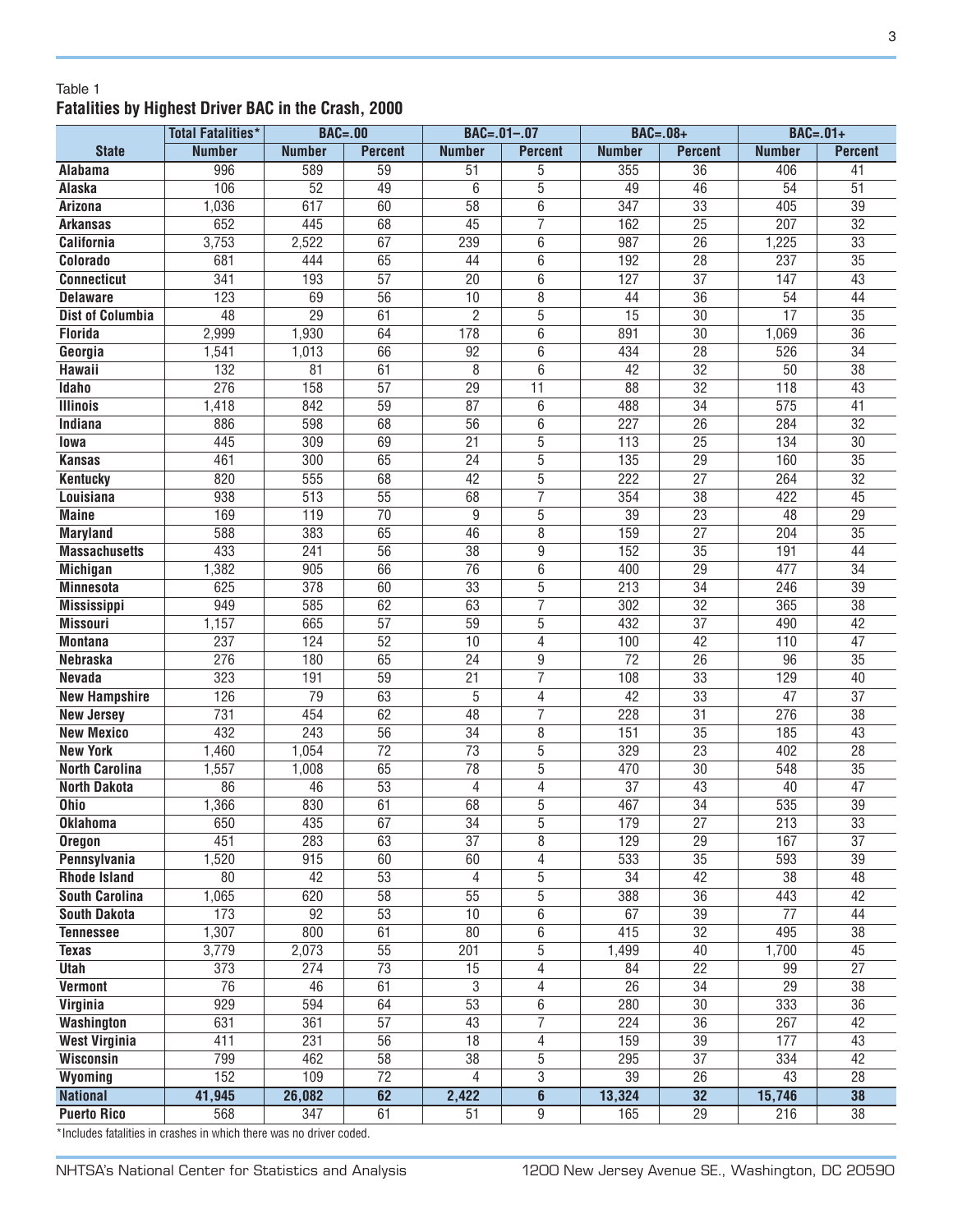Table 1

**Fatalities by Highest Driver BAC in the Crash, 2000**

| | Total Fatalities* | BAC=.00 | | BAC=.01–.07 | | BAC=.08+ | | BAC=.01+ | |
|---|---|---|---|---|---|---|---|---|---|
| **State** | **Number** | **Number** | **Percent** | **Number** | **Percent** | **Number** | **Percent** | **Number** | **Percent** |
| **Alabama** | 996 | 589 | 59 | 51 | 5 | 355 | 36 | 406 | 41 |
| **Alaska** | 106 | 52 | 49 | 6 | 5 | 49 | 46 | 54 | 51 |
| **Arizona** | 1,036 | 617 | 60 | 58 | 6 | 347 | 33 | 405 | 39 |
| **Arkansas** | 652 | 445 | 68 | 45 | 7 | 162 | 25 | 207 | 32 |
| **California** | 3,753 | 2,522 | 67 | 239 | 6 | 987 | 26 | 1,225 | 33 |
| **Colorado** | 681 | 444 | 65 | 44 | 6 | 192 | 28 | 237 | 35 |
| **Connecticut** | 341 | 193 | 57 | 20 | 6 | 127 | 37 | 147 | 43 |
| **Delaware** | 123 | 69 | 56 | 10 | 8 | 44 | 36 | 54 | 44 |
| **Dist of Columbia** | 48 | 29 | 61 | 2 | 5 | 15 | 30 | 17 | 35 |
| **Florida** | 2,999 | 1,930 | 64 | 178 | 6 | 891 | 30 | 1,069 | 36 |
| **Georgia** | 1,541 | 1,013 | 66 | 92 | 6 | 434 | 28 | 526 | 34 |
| **Hawaii** | 132 | 81 | 61 | 8 | 6 | 42 | 32 | 50 | 38 |
| **Idaho** | 276 | 158 | 57 | 29 | 11 | 88 | 32 | 118 | 43 |
| **Illinois** | 1,418 | 842 | 59 | 87 | 6 | 488 | 34 | 575 | 41 |
| **Indiana** | 886 | 598 | 68 | 56 | 6 | 227 | 26 | 284 | 32 |
| **Iowa** | 445 | 309 | 69 | 21 | 5 | 113 | 25 | 134 | 30 |
| **Kansas** | 461 | 300 | 65 | 24 | 5 | 135 | 29 | 160 | 35 |
| **Kentucky** | 820 | 555 | 68 | 42 | 5 | 222 | 27 | 264 | 32 |
| **Louisiana** | 938 | 513 | 55 | 68 | 7 | 354 | 38 | 422 | 45 |
| **Maine** | 169 | 119 | 70 | 9 | 5 | 39 | 23 | 48 | 29 |
| **Maryland** | 588 | 383 | 65 | 46 | 8 | 159 | 27 | 204 | 35 |
| **Massachusetts** | 433 | 241 | 56 | 38 | 9 | 152 | 35 | 191 | 44 |
| **Michigan** | 1,382 | 905 | 66 | 76 | 6 | 400 | 29 | 477 | 34 |
| **Minnesota** | 625 | 378 | 60 | 33 | 5 | 213 | 34 | 246 | 39 |
| **Mississippi** | 949 | 585 | 62 | 63 | 7 | 302 | 32 | 365 | 38 |
| **Missouri** | 1,157 | 665 | 57 | 59 | 5 | 432 | 37 | 490 | 42 |
| **Montana** | 237 | 124 | 52 | 10 | 4 | 100 | 42 | 110 | 47 |
| **Nebraska** | 276 | 180 | 65 | 24 | 9 | 72 | 26 | 96 | 35 |
| **Nevada** | 323 | 191 | 59 | 21 | 7 | 108 | 33 | 129 | 40 |
| **New Hampshire** | 126 | 79 | 63 | 5 | 4 | 42 | 33 | 47 | 37 |
| **New Jersey** | 731 | 454 | 62 | 48 | 7 | 228 | 31 | 276 | 38 |
| **New Mexico** | 432 | 243 | 56 | 34 | 8 | 151 | 35 | 185 | 43 |
| **New York** | 1,460 | 1,054 | 72 | 73 | 5 | 329 | 23 | 402 | 28 |
| **North Carolina** | 1,557 | 1,008 | 65 | 78 | 5 | 470 | 30 | 548 | 35 |
| **North Dakota** | 86 | 46 | 53 | 4 | 4 | 37 | 43 | 40 | 47 |
| **Ohio** | 1,366 | 830 | 61 | 68 | 5 | 467 | 34 | 535 | 39 |
| **Oklahoma** | 650 | 435 | 67 | 34 | 5 | 179 | 27 | 213 | 33 |
| **Oregon** | 451 | 283 | 63 | 37 | 8 | 129 | 29 | 167 | 37 |
| **Pennsylvania** | 1,520 | 915 | 60 | 60 | 4 | 533 | 35 | 593 | 39 |
| **Rhode Island** | 80 | 42 | 53 | 4 | 5 | 34 | 42 | 38 | 48 |
| **South Carolina** | 1,065 | 620 | 58 | 55 | 5 | 388 | 36 | 443 | 42 |
| **South Dakota** | 173 | 92 | 53 | 10 | 6 | 67 | 39 | 77 | 44 |
| **Tennessee** | 1,307 | 800 | 61 | 80 | 6 | 415 | 32 | 495 | 38 |
| **Texas** | 3,779 | 2,073 | 55 | 201 | 5 | 1,499 | 40 | 1,700 | 45 |
| **Utah** | 373 | 274 | 73 | 15 | 4 | 84 | 22 | 99 | 27 |
| **Vermont** | 76 | 46 | 61 | 3 | 4 | 26 | 34 | 29 | 38 |
| **Virginia** | 929 | 594 | 64 | 53 | 6 | 280 | 30 | 333 | 36 |
| **Washington** | 631 | 361 | 57 | 43 | 7 | 224 | 36 | 267 | 42 |
| **West Virginia** | 411 | 231 | 56 | 18 | 4 | 159 | 39 | 177 | 43 |
| **Wisconsin** | 799 | 462 | 58 | 38 | 5 | 295 | 37 | 334 | 42 |
| **Wyoming** | 152 | 109 | 72 | 4 | 3 | 39 | 26 | 43 | 28 |
| **National** | **41,945** | **26,082** | **62** | **2,422** | **6** | **13,324** | **32** | **15,746** | **38** |
| **Puerto Rico** | 568 | 347 | 61 | 51 | 9 | 165 | 29 | 216 | 38 |

*Includes fatalities in crashes in which there was no driver coded.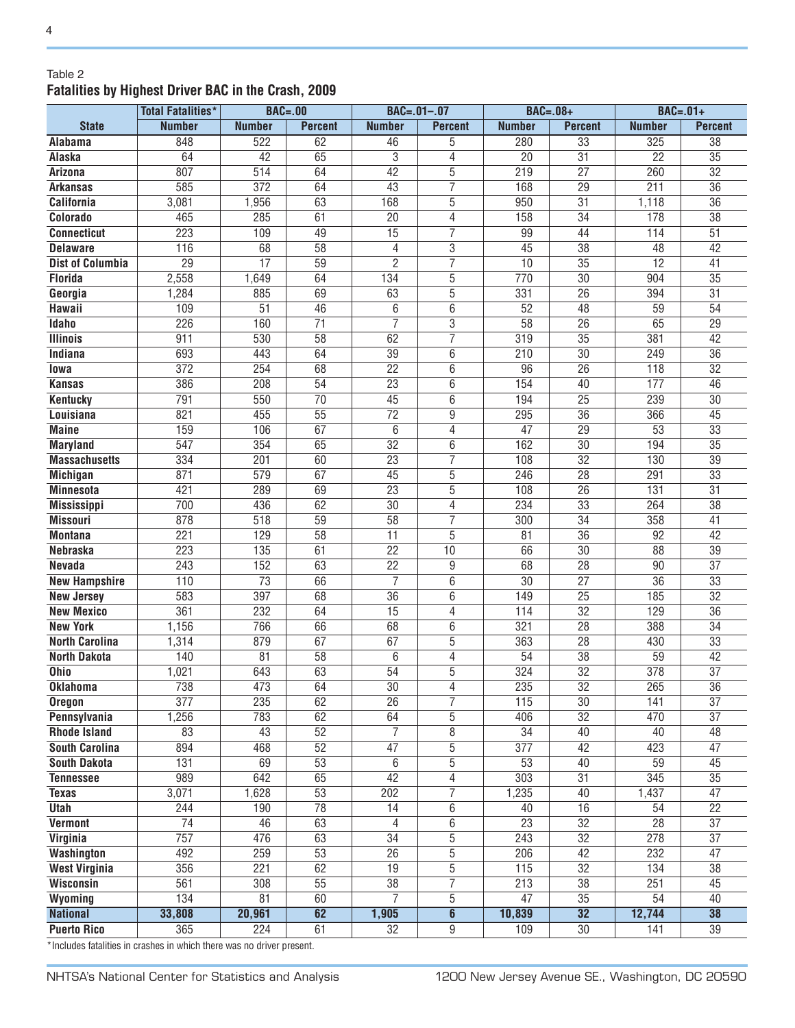Table 2

**Fatalities by Highest Driver BAC in the Crash, 2009**

| | Total Fatalities* | BAC=.00 | | BAC=.01–.07 | | BAC=.08+ | | BAC=.01+ | |
|---|---|---|---|---|---|---|---|---|---|
| **State** | **Number** | **Number** | **Percent** | **Number** | **Percent** | **Number** | **Percent** | **Number** | **Percent** |
| **Alabama** | 848 | 522 | 62 | 46 | 5 | 280 | 33 | 325 | 38 |
| **Alaska** | 64 | 42 | 65 | 3 | 4 | 20 | 31 | 22 | 35 |
| **Arizona** | 807 | 514 | 64 | 42 | 5 | 219 | 27 | 260 | 32 |
| **Arkansas** | 585 | 372 | 64 | 43 | 7 | 168 | 29 | 211 | 36 |
| **California** | 3,081 | 1,956 | 63 | 168 | 5 | 950 | 31 | 1,118 | 36 |
| **Colorado** | 465 | 285 | 61 | 20 | 4 | 158 | 34 | 178 | 38 |
| **Connecticut** | 223 | 109 | 49 | 15 | 7 | 99 | 44 | 114 | 51 |
| **Delaware** | 116 | 68 | 58 | 4 | 3 | 45 | 38 | 48 | 42 |
| **Dist of Columbia** | 29 | 17 | 59 | 2 | 7 | 10 | 35 | 12 | 41 |
| **Florida** | 2,558 | 1,649 | 64 | 134 | 5 | 770 | 30 | 904 | 35 |
| **Georgia** | 1,284 | 885 | 69 | 63 | 5 | 331 | 26 | 394 | 31 |
| **Hawaii** | 109 | 51 | 46 | 6 | 6 | 52 | 48 | 59 | 54 |
| **Idaho** | 226 | 160 | 71 | 7 | 3 | 58 | 26 | 65 | 29 |
| **Illinois** | 911 | 530 | 58 | 62 | 7 | 319 | 35 | 381 | 42 |
| **Indiana** | 693 | 443 | 64 | 39 | 6 | 210 | 30 | 249 | 36 |
| **Iowa** | 372 | 254 | 68 | 22 | 6 | 96 | 26 | 118 | 32 |
| **Kansas** | 386 | 208 | 54 | 23 | 6 | 154 | 40 | 177 | 46 |
| **Kentucky** | 791 | 550 | 70 | 45 | 6 | 194 | 25 | 239 | 30 |
| **Louisiana** | 821 | 455 | 55 | 72 | 9 | 295 | 36 | 366 | 45 |
| **Maine** | 159 | 106 | 67 | 6 | 4 | 47 | 29 | 53 | 33 |
| **Maryland** | 547 | 354 | 65 | 32 | 6 | 162 | 30 | 194 | 35 |
| **Massachusetts** | 334 | 201 | 60 | 23 | 7 | 108 | 32 | 130 | 39 |
| **Michigan** | 871 | 579 | 67 | 45 | 5 | 246 | 28 | 291 | 33 |
| **Minnesota** | 421 | 289 | 69 | 23 | 5 | 108 | 26 | 131 | 31 |
| **Mississippi** | 700 | 436 | 62 | 30 | 4 | 234 | 33 | 264 | 38 |
| **Missouri** | 878 | 518 | 59 | 58 | 7 | 300 | 34 | 358 | 41 |
| **Montana** | 221 | 129 | 58 | 11 | 5 | 81 | 36 | 92 | 42 |
| **Nebraska** | 223 | 135 | 61 | 22 | 10 | 66 | 30 | 88 | 39 |
| **Nevada** | 243 | 152 | 63 | 22 | 9 | 68 | 28 | 90 | 37 |
| **New Hampshire** | 110 | 73 | 66 | 7 | 6 | 30 | 27 | 36 | 33 |
| **New Jersey** | 583 | 397 | 68 | 36 | 6 | 149 | 25 | 185 | 32 |
| **New Mexico** | 361 | 232 | 64 | 15 | 4 | 114 | 32 | 129 | 36 |
| **New York** | 1,156 | 766 | 66 | 68 | 6 | 321 | 28 | 388 | 34 |
| **North Carolina** | 1,314 | 879 | 67 | 67 | 5 | 363 | 28 | 430 | 33 |
| **North Dakota** | 140 | 81 | 58 | 6 | 4 | 54 | 38 | 59 | 42 |
| **Ohio** | 1,021 | 643 | 63 | 54 | 5 | 324 | 32 | 378 | 37 |
| **Oklahoma** | 738 | 473 | 64 | 30 | 4 | 235 | 32 | 265 | 36 |
| **Oregon** | 377 | 235 | 62 | 26 | 7 | 115 | 30 | 141 | 37 |
| **Pennsylvania** | 1,256 | 783 | 62 | 64 | 5 | 406 | 32 | 470 | 37 |
| **Rhode Island** | 83 | 43 | 52 | 7 | 8 | 34 | 40 | 40 | 48 |
| **South Carolina** | 894 | 468 | 52 | 47 | 5 | 377 | 42 | 423 | 47 |
| **South Dakota** | 131 | 69 | 53 | 6 | 5 | 53 | 40 | 59 | 45 |
| **Tennessee** | 989 | 642 | 65 | 42 | 4 | 303 | 31 | 345 | 35 |
| **Texas** | 3,071 | 1,628 | 53 | 202 | 7 | 1,235 | 40 | 1,437 | 47 |
| **Utah** | 244 | 190 | 78 | 14 | 6 | 40 | 16 | 54 | 22 |
| **Vermont** | 74 | 46 | 63 | 4 | 6 | 23 | 32 | 28 | 37 |
| **Virginia** | 757 | 476 | 63 | 34 | 5 | 243 | 32 | 278 | 37 |
| **Washington** | 492 | 259 | 53 | 26 | 5 | 206 | 42 | 232 | 47 |
| **West Virginia** | 356 | 221 | 62 | 19 | 5 | 115 | 32 | 134 | 38 |
| **Wisconsin** | 561 | 308 | 55 | 38 | 7 | 213 | 38 | 251 | 45 |
| **Wyoming** | 134 | 81 | 60 | 7 | 5 | 47 | 35 | 54 | 40 |
| **National** | **33,808** | **20,961** | **62** | **1,905** | **6** | **10,839** | **32** | **12,744** | **38** |
| **Puerto Rico** | 365 | 224 | 61 | 32 | 9 | 109 | 30 | 141 | 39 |

*Includes fatalities in crashes in which there was no driver present.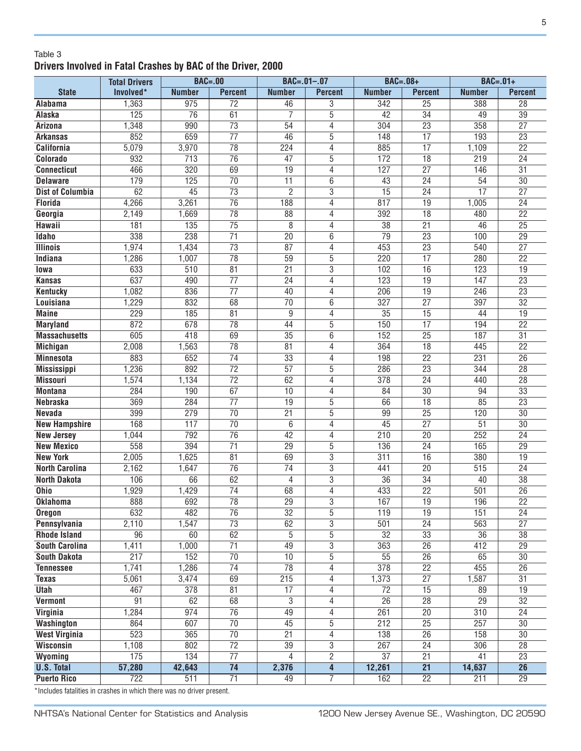Table 3

**Drivers Involved in Fatal Crashes by BAC of the Driver, 2000**

| State | Total Drivers Involved* | BAC=.00 | | BAC=.01–.07 | | BAC=.08+ | | BAC=.01+ | |
|---|---|---|---|---|---|---|---|---|---|
| | | Number | Percent | Number | Percent | Number | Percent | Number | Percent |
| Alabama | 1,363 | 975 | 72 | 46 | 3 | 342 | 25 | 388 | 28 |
| Alaska | 125 | 76 | 61 | 7 | 5 | 42 | 34 | 49 | 39 |
| Arizona | 1,348 | 990 | 73 | 54 | 4 | 304 | 23 | 358 | 27 |
| Arkansas | 852 | 659 | 77 | 46 | 5 | 148 | 17 | 193 | 23 |
| California | 5,079 | 3,970 | 78 | 224 | 4 | 885 | 17 | 1,109 | 22 |
| Colorado | 932 | 713 | 76 | 47 | 5 | 172 | 18 | 219 | 24 |
| Connecticut | 466 | 320 | 69 | 19 | 4 | 127 | 27 | 146 | 31 |
| Delaware | 179 | 125 | 70 | 11 | 6 | 43 | 24 | 54 | 30 |
| Dist of Columbia | 62 | 45 | 73 | 2 | 3 | 15 | 24 | 17 | 27 |
| Florida | 4,266 | 3,261 | 76 | 188 | 4 | 817 | 19 | 1,005 | 24 |
| Georgia | 2,149 | 1,669 | 78 | 88 | 4 | 392 | 18 | 480 | 22 |
| Hawaii | 181 | 135 | 75 | 8 | 4 | 38 | 21 | 46 | 25 |
| Idaho | 338 | 238 | 71 | 20 | 6 | 79 | 23 | 100 | 29 |
| Illinois | 1,974 | 1,434 | 73 | 87 | 4 | 453 | 23 | 540 | 27 |
| Indiana | 1,286 | 1,007 | 78 | 59 | 5 | 220 | 17 | 280 | 22 |
| Iowa | 633 | 510 | 81 | 21 | 3 | 102 | 16 | 123 | 19 |
| Kansas | 637 | 490 | 77 | 24 | 4 | 123 | 19 | 147 | 23 |
| Kentucky | 1,082 | 836 | 77 | 40 | 4 | 206 | 19 | 246 | 23 |
| Louisiana | 1,229 | 832 | 68 | 70 | 6 | 327 | 27 | 397 | 32 |
| Maine | 229 | 185 | 81 | 9 | 4 | 35 | 15 | 44 | 19 |
| Maryland | 872 | 678 | 78 | 44 | 5 | 150 | 17 | 194 | 22 |
| Massachusetts | 605 | 418 | 69 | 35 | 6 | 152 | 25 | 187 | 31 |
| Michigan | 2,008 | 1,563 | 78 | 81 | 4 | 364 | 18 | 445 | 22 |
| Minnesota | 883 | 652 | 74 | 33 | 4 | 198 | 22 | 231 | 26 |
| Mississippi | 1,236 | 892 | 72 | 57 | 5 | 286 | 23 | 344 | 28 |
| Missouri | 1,574 | 1,134 | 72 | 62 | 4 | 378 | 24 | 440 | 28 |
| Montana | 284 | 190 | 67 | 10 | 4 | 84 | 30 | 94 | 33 |
| Nebraska | 369 | 284 | 77 | 19 | 5 | 66 | 18 | 85 | 23 |
| Nevada | 399 | 279 | 70 | 21 | 5 | 99 | 25 | 120 | 30 |
| New Hampshire | 168 | 117 | 70 | 6 | 4 | 45 | 27 | 51 | 30 |
| New Jersey | 1,044 | 792 | 76 | 42 | 4 | 210 | 20 | 252 | 24 |
| New Mexico | 558 | 394 | 71 | 29 | 5 | 136 | 24 | 165 | 29 |
| New York | 2,005 | 1,625 | 81 | 69 | 3 | 311 | 16 | 380 | 19 |
| North Carolina | 2,162 | 1,647 | 76 | 74 | 3 | 441 | 20 | 515 | 24 |
| North Dakota | 106 | 66 | 62 | 4 | 3 | 36 | 34 | 40 | 38 |
| Ohio | 1,929 | 1,429 | 74 | 68 | 4 | 433 | 22 | 501 | 26 |
| Oklahoma | 888 | 692 | 78 | 29 | 3 | 167 | 19 | 196 | 22 |
| Oregon | 632 | 482 | 76 | 32 | 5 | 119 | 19 | 151 | 24 |
| Pennsylvania | 2,110 | 1,547 | 73 | 62 | 3 | 501 | 24 | 563 | 27 |
| Rhode Island | 96 | 60 | 62 | 5 | 5 | 32 | 33 | 36 | 38 |
| South Carolina | 1,411 | 1,000 | 71 | 49 | 3 | 363 | 26 | 412 | 29 |
| South Dakota | 217 | 152 | 70 | 10 | 5 | 55 | 26 | 65 | 30 |
| Tennessee | 1,741 | 1,286 | 74 | 78 | 4 | 378 | 22 | 455 | 26 |
| Texas | 5,061 | 3,474 | 69 | 215 | 4 | 1,373 | 27 | 1,587 | 31 |
| Utah | 467 | 378 | 81 | 17 | 4 | 72 | 15 | 89 | 19 |
| Vermont | 91 | 62 | 68 | 3 | 4 | 26 | 28 | 29 | 32 |
| Virginia | 1,284 | 974 | 76 | 49 | 4 | 261 | 20 | 310 | 24 |
| Washington | 864 | 607 | 70 | 45 | 5 | 212 | 25 | 257 | 30 |
| West Virginia | 523 | 365 | 70 | 21 | 4 | 138 | 26 | 158 | 30 |
| Wisconsin | 1,108 | 802 | 72 | 39 | 3 | 267 | 24 | 306 | 28 |
| Wyoming | 175 | 134 | 77 | 4 | 2 | 37 | 21 | 41 | 23 |
| **U.S. Total** | **57,280** | **42,643** | **74** | **2,376** | **4** | **12,261** | **21** | **14,637** | **26** |
| Puerto Rico | 722 | 511 | 71 | 49 | 7 | 162 | 22 | 211 | 29 |

*Includes fatalities in crashes in which there was no driver present.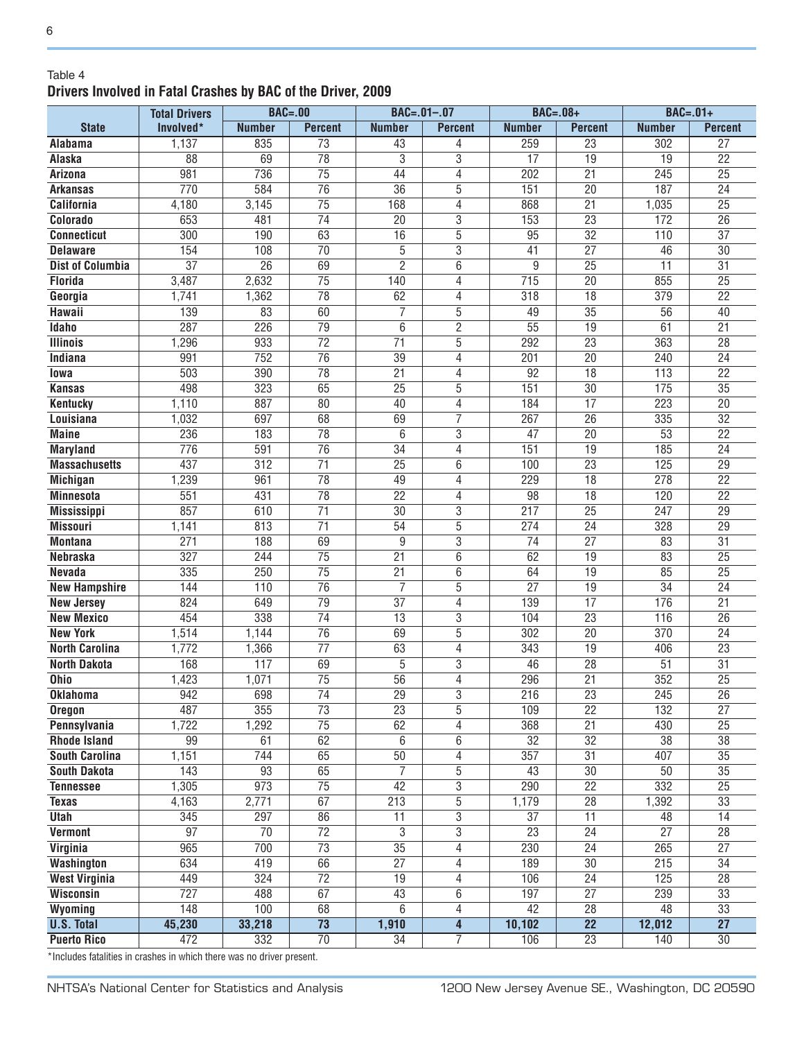Table 4

**Drivers Involved in Fatal Crashes by BAC of the Driver, 2009**

| State | Total Drivers Involved* | BAC=.00 | | BAC=.01–.07 | | BAC=.08+ | | BAC=.01+ | |
|---|---|---|---|---|---|---|---|---|---|
| | | Number | Percent | Number | Percent | Number | Percent | Number | Percent |
| **Alabama** | 1,137 | 835 | 73 | 43 | 4 | 259 | 23 | 302 | 27 |
| **Alaska** | 88 | 69 | 78 | 3 | 3 | 17 | 19 | 19 | 22 |
| **Arizona** | 981 | 736 | 75 | 44 | 4 | 202 | 21 | 245 | 25 |
| **Arkansas** | 770 | 584 | 76 | 36 | 5 | 151 | 20 | 187 | 24 |
| **California** | 4,180 | 3,145 | 75 | 168 | 4 | 868 | 21 | 1,035 | 25 |
| **Colorado** | 653 | 481 | 74 | 20 | 3 | 153 | 23 | 172 | 26 |
| **Connecticut** | 300 | 190 | 63 | 16 | 5 | 95 | 32 | 110 | 37 |
| **Delaware** | 154 | 108 | 70 | 5 | 3 | 41 | 27 | 46 | 30 |
| **Dist of Columbia** | 37 | 26 | 69 | 2 | 6 | 9 | 25 | 11 | 31 |
| **Florida** | 3,487 | 2,632 | 75 | 140 | 4 | 715 | 20 | 855 | 25 |
| **Georgia** | 1,741 | 1,362 | 78 | 62 | 4 | 318 | 18 | 379 | 22 |
| **Hawaii** | 139 | 83 | 60 | 7 | 5 | 49 | 35 | 56 | 40 |
| **Idaho** | 287 | 226 | 79 | 6 | 2 | 55 | 19 | 61 | 21 |
| **Illinois** | 1,296 | 933 | 72 | 71 | 5 | 292 | 23 | 363 | 28 |
| **Indiana** | 991 | 752 | 76 | 39 | 4 | 201 | 20 | 240 | 24 |
| **Iowa** | 503 | 390 | 78 | 21 | 4 | 92 | 18 | 113 | 22 |
| **Kansas** | 498 | 323 | 65 | 25 | 5 | 151 | 30 | 175 | 35 |
| **Kentucky** | 1,110 | 887 | 80 | 40 | 4 | 184 | 17 | 223 | 20 |
| **Louisiana** | 1,032 | 697 | 68 | 69 | 7 | 267 | 26 | 335 | 32 |
| **Maine** | 236 | 183 | 78 | 6 | 3 | 47 | 20 | 53 | 22 |
| **Maryland** | 776 | 591 | 76 | 34 | 4 | 151 | 19 | 185 | 24 |
| **Massachusetts** | 437 | 312 | 71 | 25 | 6 | 100 | 23 | 125 | 29 |
| **Michigan** | 1,239 | 961 | 78 | 49 | 4 | 229 | 18 | 278 | 22 |
| **Minnesota** | 551 | 431 | 78 | 22 | 4 | 98 | 18 | 120 | 22 |
| **Mississippi** | 857 | 610 | 71 | 30 | 3 | 217 | 25 | 247 | 29 |
| **Missouri** | 1,141 | 813 | 71 | 54 | 5 | 274 | 24 | 328 | 29 |
| **Montana** | 271 | 188 | 69 | 9 | 3 | 74 | 27 | 83 | 31 |
| **Nebraska** | 327 | 244 | 75 | 21 | 6 | 62 | 19 | 83 | 25 |
| **Nevada** | 335 | 250 | 75 | 21 | 6 | 64 | 19 | 85 | 25 |
| **New Hampshire** | 144 | 110 | 76 | 7 | 5 | 27 | 19 | 34 | 24 |
| **New Jersey** | 824 | 649 | 79 | 37 | 4 | 139 | 17 | 176 | 21 |
| **New Mexico** | 454 | 338 | 74 | 13 | 3 | 104 | 23 | 116 | 26 |
| **New York** | 1,514 | 1,144 | 76 | 69 | 5 | 302 | 20 | 370 | 24 |
| **North Carolina** | 1,772 | 1,366 | 77 | 63 | 4 | 343 | 19 | 406 | 23 |
| **North Dakota** | 168 | 117 | 69 | 5 | 3 | 46 | 28 | 51 | 31 |
| **Ohio** | 1,423 | 1,071 | 75 | 56 | 4 | 296 | 21 | 352 | 25 |
| **Oklahoma** | 942 | 698 | 74 | 29 | 3 | 216 | 23 | 245 | 26 |
| **Oregon** | 487 | 355 | 73 | 23 | 5 | 109 | 22 | 132 | 27 |
| **Pennsylvania** | 1,722 | 1,292 | 75 | 62 | 4 | 368 | 21 | 430 | 25 |
| **Rhode Island** | 99 | 61 | 62 | 6 | 6 | 32 | 32 | 38 | 38 |
| **South Carolina** | 1,151 | 744 | 65 | 50 | 4 | 357 | 31 | 407 | 35 |
| **South Dakota** | 143 | 93 | 65 | 7 | 5 | 43 | 30 | 50 | 35 |
| **Tennessee** | 1,305 | 973 | 75 | 42 | 3 | 290 | 22 | 332 | 25 |
| **Texas** | 4,163 | 2,771 | 67 | 213 | 5 | 1,179 | 28 | 1,392 | 33 |
| **Utah** | 345 | 297 | 86 | 11 | 3 | 37 | 11 | 48 | 14 |
| **Vermont** | 97 | 70 | 72 | 3 | 3 | 23 | 24 | 27 | 28 |
| **Virginia** | 965 | 700 | 73 | 35 | 4 | 230 | 24 | 265 | 27 |
| **Washington** | 634 | 419 | 66 | 27 | 4 | 189 | 30 | 215 | 34 |
| **West Virginia** | 449 | 324 | 72 | 19 | 4 | 106 | 24 | 125 | 28 |
| **Wisconsin** | 727 | 488 | 67 | 43 | 6 | 197 | 27 | 239 | 33 |
| **Wyoming** | 148 | 100 | 68 | 6 | 4 | 42 | 28 | 48 | 33 |
| **U.S. Total** | **45,230** | **33,218** | **73** | **1,910** | **4** | **10,102** | **22** | **12,012** | **27** |
| **Puerto Rico** | 472 | 332 | 70 | 34 | 7 | 106 | 23 | 140 | 30 |

*Includes fatalities in crashes in which there was no driver present.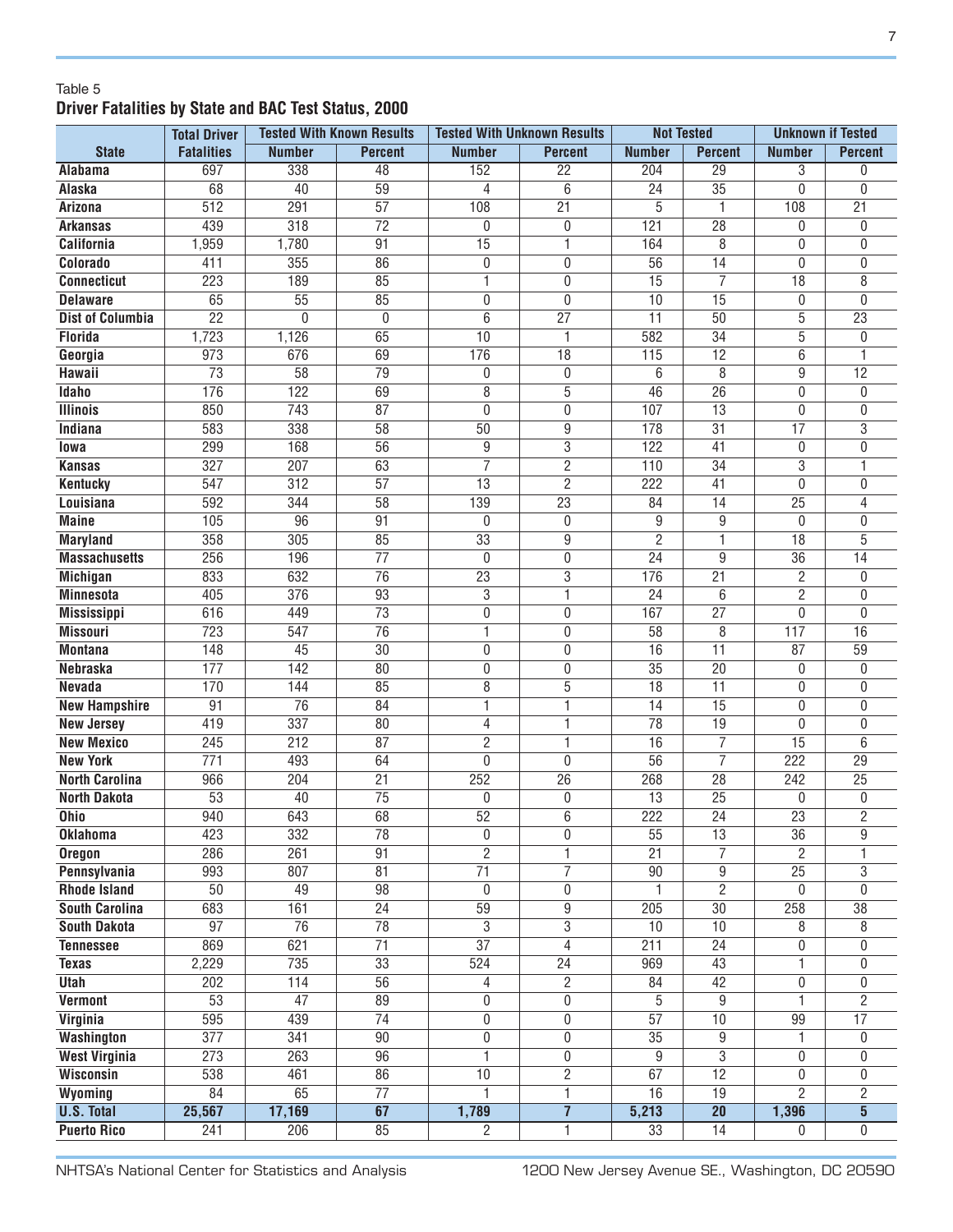Table 5

**Driver Fatalities by State and BAC Test Status, 2000**

| State | Total Driver Fatalities | Tested With Known Results | | Tested With Unknown Results | | Not Tested | | Unknown if Tested | |
|---|---|---|---|---|---|---|---|---|---|
| | | Number | Percent | Number | Percent | Number | Percent | Number | Percent |
| Alabama | 697 | 338 | 48 | 152 | 22 | 204 | 29 | 3 | 0 |
| Alaska | 68 | 40 | 59 | 4 | 6 | 24 | 35 | 0 | 0 |
| Arizona | 512 | 291 | 57 | 108 | 21 | 5 | 1 | 108 | 21 |
| Arkansas | 439 | 318 | 72 | 0 | 0 | 121 | 28 | 0 | 0 |
| California | 1,959 | 1,780 | 91 | 15 | 1 | 164 | 8 | 0 | 0 |
| Colorado | 411 | 355 | 86 | 0 | 0 | 56 | 14 | 0 | 0 |
| Connecticut | 223 | 189 | 85 | 1 | 0 | 15 | 7 | 18 | 8 |
| Delaware | 65 | 55 | 85 | 0 | 0 | 10 | 15 | 0 | 0 |
| Dist of Columbia | 22 | 0 | 0 | 6 | 27 | 11 | 50 | 5 | 23 |
| Florida | 1,723 | 1,126 | 65 | 10 | 1 | 582 | 34 | 5 | 0 |
| Georgia | 973 | 676 | 69 | 176 | 18 | 115 | 12 | 6 | 1 |
| Hawaii | 73 | 58 | 79 | 0 | 0 | 6 | 8 | 9 | 12 |
| Idaho | 176 | 122 | 69 | 8 | 5 | 46 | 26 | 0 | 0 |
| Illinois | 850 | 743 | 87 | 0 | 0 | 107 | 13 | 0 | 0 |
| Indiana | 583 | 338 | 58 | 50 | 9 | 178 | 31 | 17 | 3 |
| Iowa | 299 | 168 | 56 | 9 | 3 | 122 | 41 | 0 | 0 |
| Kansas | 327 | 207 | 63 | 7 | 2 | 110 | 34 | 3 | 1 |
| Kentucky | 547 | 312 | 57 | 13 | 2 | 222 | 41 | 0 | 0 |
| Louisiana | 592 | 344 | 58 | 139 | 23 | 84 | 14 | 25 | 4 |
| Maine | 105 | 96 | 91 | 0 | 0 | 9 | 9 | 0 | 0 |
| Maryland | 358 | 305 | 85 | 33 | 9 | 2 | 1 | 18 | 5 |
| Massachusetts | 256 | 196 | 77 | 0 | 0 | 24 | 9 | 36 | 14 |
| Michigan | 833 | 632 | 76 | 23 | 3 | 176 | 21 | 2 | 0 |
| Minnesota | 405 | 376 | 93 | 3 | 1 | 24 | 6 | 2 | 0 |
| Mississippi | 616 | 449 | 73 | 0 | 0 | 167 | 27 | 0 | 0 |
| Missouri | 723 | 547 | 76 | 1 | 0 | 58 | 8 | 117 | 16 |
| Montana | 148 | 45 | 30 | 0 | 0 | 16 | 11 | 87 | 59 |
| Nebraska | 177 | 142 | 80 | 0 | 0 | 35 | 20 | 0 | 0 |
| Nevada | 170 | 144 | 85 | 8 | 5 | 18 | 11 | 0 | 0 |
| New Hampshire | 91 | 76 | 84 | 1 | 1 | 14 | 15 | 0 | 0 |
| New Jersey | 419 | 337 | 80 | 4 | 1 | 78 | 19 | 0 | 0 |
| New Mexico | 245 | 212 | 87 | 2 | 1 | 16 | 7 | 15 | 6 |
| New York | 771 | 493 | 64 | 0 | 0 | 56 | 7 | 222 | 29 |
| North Carolina | 966 | 204 | 21 | 252 | 26 | 268 | 28 | 242 | 25 |
| North Dakota | 53 | 40 | 75 | 0 | 0 | 13 | 25 | 0 | 0 |
| Ohio | 940 | 643 | 68 | 52 | 6 | 222 | 24 | 23 | 2 |
| Oklahoma | 423 | 332 | 78 | 0 | 0 | 55 | 13 | 36 | 9 |
| Oregon | 286 | 261 | 91 | 2 | 1 | 21 | 7 | 2 | 1 |
| Pennsylvania | 993 | 807 | 81 | 71 | 7 | 90 | 9 | 25 | 3 |
| Rhode Island | 50 | 49 | 98 | 0 | 0 | 1 | 2 | 0 | 0 |
| South Carolina | 683 | 161 | 24 | 59 | 9 | 205 | 30 | 258 | 38 |
| South Dakota | 97 | 76 | 78 | 3 | 3 | 10 | 10 | 8 | 8 |
| Tennessee | 869 | 621 | 71 | 37 | 4 | 211 | 24 | 0 | 0 |
| Texas | 2,229 | 735 | 33 | 524 | 24 | 969 | 43 | 1 | 0 |
| Utah | 202 | 114 | 56 | 4 | 2 | 84 | 42 | 0 | 0 |
| Vermont | 53 | 47 | 89 | 0 | 0 | 5 | 9 | 1 | 2 |
| Virginia | 595 | 439 | 74 | 0 | 0 | 57 | 10 | 99 | 17 |
| Washington | 377 | 341 | 90 | 0 | 0 | 35 | 9 | 1 | 0 |
| West Virginia | 273 | 263 | 96 | 1 | 0 | 9 | 3 | 0 | 0 |
| Wisconsin | 538 | 461 | 86 | 10 | 2 | 67 | 12 | 0 | 0 |
| Wyoming | 84 | 65 | 77 | 1 | 1 | 16 | 19 | 2 | 2 |
| **U.S. Total** | **25,567** | **17,169** | **67** | **1,789** | **7** | **5,213** | **20** | **1,396** | **5** |
| Puerto Rico | 241 | 206 | 85 | 2 | 1 | 33 | 14 | 0 | 0 |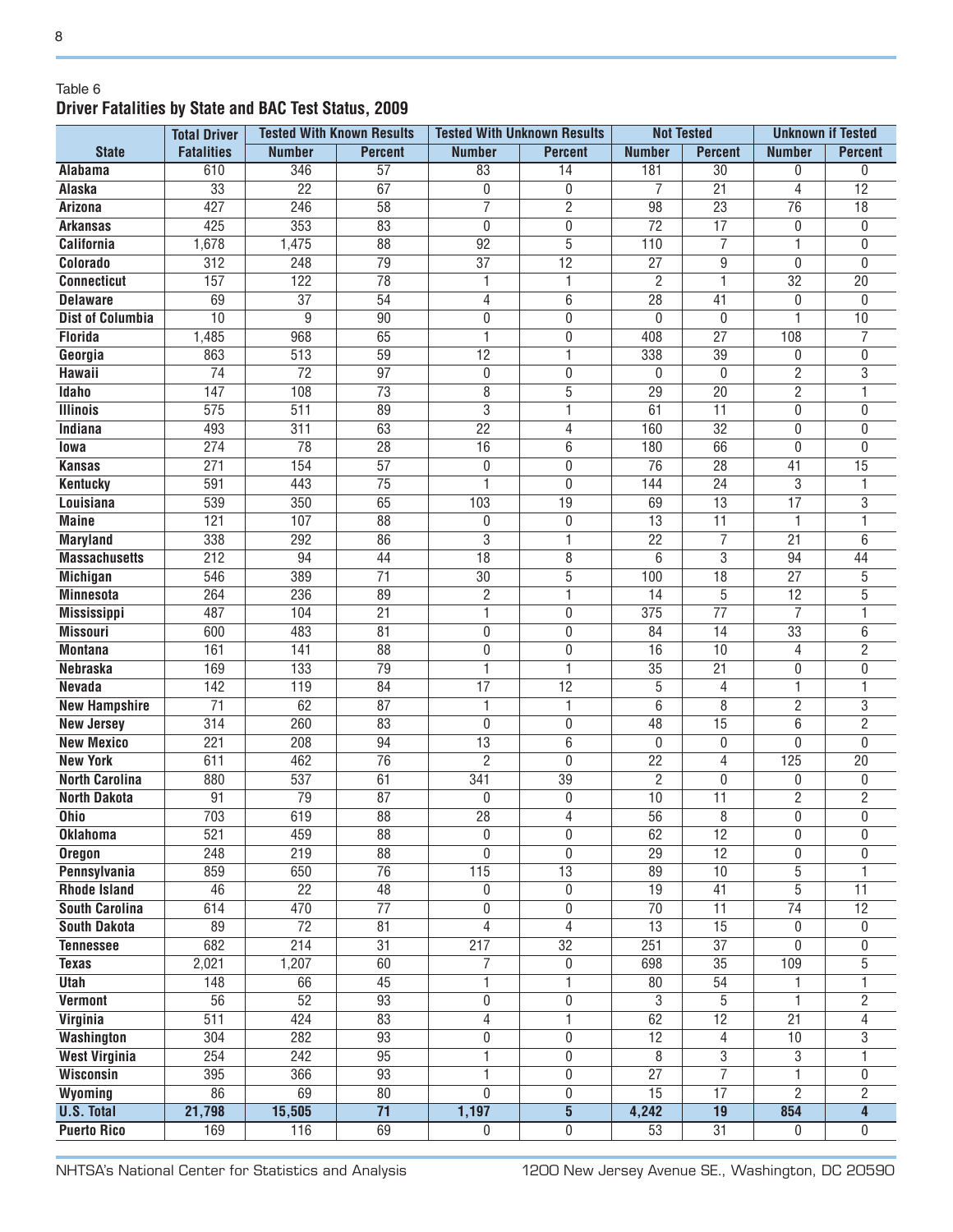Table 6

**Driver Fatalities by State and BAC Test Status, 2009**

| State | Total Driver Fatalities | Tested With Known Results | | Tested With Unknown Results | | Not Tested | | Unknown if Tested | |
|---|---|---|---|---|---|---|---|---|---|
| | | Number | Percent | Number | Percent | Number | Percent | Number | Percent |
| Alabama | 610 | 346 | 57 | 83 | 14 | 181 | 30 | 0 | 0 |
| Alaska | 33 | 22 | 67 | 0 | 0 | 7 | 21 | 4 | 12 |
| Arizona | 427 | 246 | 58 | 7 | 2 | 98 | 23 | 76 | 18 |
| Arkansas | 425 | 353 | 83 | 0 | 0 | 72 | 17 | 0 | 0 |
| California | 1,678 | 1,475 | 88 | 92 | 5 | 110 | 7 | 1 | 0 |
| Colorado | 312 | 248 | 79 | 37 | 12 | 27 | 9 | 0 | 0 |
| Connecticut | 157 | 122 | 78 | 1 | 1 | 2 | 1 | 32 | 20 |
| Delaware | 69 | 37 | 54 | 4 | 6 | 28 | 41 | 0 | 0 |
| Dist of Columbia | 10 | 9 | 90 | 0 | 0 | 0 | 0 | 1 | 10 |
| Florida | 1,485 | 968 | 65 | 1 | 0 | 408 | 27 | 108 | 7 |
| Georgia | 863 | 513 | 59 | 12 | 1 | 338 | 39 | 0 | 0 |
| Hawaii | 74 | 72 | 97 | 0 | 0 | 0 | 0 | 2 | 3 |
| Idaho | 147 | 108 | 73 | 8 | 5 | 29 | 20 | 2 | 1 |
| Illinois | 575 | 511 | 89 | 3 | 1 | 61 | 11 | 0 | 0 |
| Indiana | 493 | 311 | 63 | 22 | 4 | 160 | 32 | 0 | 0 |
| Iowa | 274 | 78 | 28 | 16 | 6 | 180 | 66 | 0 | 0 |
| Kansas | 271 | 154 | 57 | 0 | 0 | 76 | 28 | 41 | 15 |
| Kentucky | 591 | 443 | 75 | 1 | 0 | 144 | 24 | 3 | 1 |
| Louisiana | 539 | 350 | 65 | 103 | 19 | 69 | 13 | 17 | 3 |
| Maine | 121 | 107 | 88 | 0 | 0 | 13 | 11 | 1 | 1 |
| Maryland | 338 | 292 | 86 | 3 | 1 | 22 | 7 | 21 | 6 |
| Massachusetts | 212 | 94 | 44 | 18 | 8 | 6 | 3 | 94 | 44 |
| Michigan | 546 | 389 | 71 | 30 | 5 | 100 | 18 | 27 | 5 |
| Minnesota | 264 | 236 | 89 | 2 | 1 | 14 | 5 | 12 | 5 |
| Mississippi | 487 | 104 | 21 | 1 | 0 | 375 | 77 | 7 | 1 |
| Missouri | 600 | 483 | 81 | 0 | 0 | 84 | 14 | 33 | 6 |
| Montana | 161 | 141 | 88 | 0 | 0 | 16 | 10 | 4 | 2 |
| Nebraska | 169 | 133 | 79 | 1 | 1 | 35 | 21 | 0 | 0 |
| Nevada | 142 | 119 | 84 | 17 | 12 | 5 | 4 | 1 | 1 |
| New Hampshire | 71 | 62 | 87 | 1 | 1 | 6 | 8 | 2 | 3 |
| New Jersey | 314 | 260 | 83 | 0 | 0 | 48 | 15 | 6 | 2 |
| New Mexico | 221 | 208 | 94 | 13 | 6 | 0 | 0 | 0 | 0 |
| New York | 611 | 462 | 76 | 2 | 0 | 22 | 4 | 125 | 20 |
| North Carolina | 880 | 537 | 61 | 341 | 39 | 2 | 0 | 0 | 0 |
| North Dakota | 91 | 79 | 87 | 0 | 0 | 10 | 11 | 2 | 2 |
| Ohio | 703 | 619 | 88 | 28 | 4 | 56 | 8 | 0 | 0 |
| Oklahoma | 521 | 459 | 88 | 0 | 0 | 62 | 12 | 0 | 0 |
| Oregon | 248 | 219 | 88 | 0 | 0 | 29 | 12 | 0 | 0 |
| Pennsylvania | 859 | 650 | 76 | 115 | 13 | 89 | 10 | 5 | 1 |
| Rhode Island | 46 | 22 | 48 | 0 | 0 | 19 | 41 | 5 | 11 |
| South Carolina | 614 | 470 | 77 | 0 | 0 | 70 | 11 | 74 | 12 |
| South Dakota | 89 | 72 | 81 | 4 | 4 | 13 | 15 | 0 | 0 |
| Tennessee | 682 | 214 | 31 | 217 | 32 | 251 | 37 | 0 | 0 |
| Texas | 2,021 | 1,207 | 60 | 7 | 0 | 698 | 35 | 109 | 5 |
| Utah | 148 | 66 | 45 | 1 | 1 | 80 | 54 | 1 | 1 |
| Vermont | 56 | 52 | 93 | 0 | 0 | 3 | 5 | 1 | 2 |
| Virginia | 511 | 424 | 83 | 4 | 1 | 62 | 12 | 21 | 4 |
| Washington | 304 | 282 | 93 | 0 | 0 | 12 | 4 | 10 | 3 |
| West Virginia | 254 | 242 | 95 | 1 | 0 | 8 | 3 | 3 | 1 |
| Wisconsin | 395 | 366 | 93 | 1 | 0 | 27 | 7 | 1 | 0 |
| Wyoming | 86 | 69 | 80 | 0 | 0 | 15 | 17 | 2 | 2 |
| **U.S. Total** | **21,798** | **15,505** | **71** | **1,197** | **5** | **4,242** | **19** | **854** | **4** |
| Puerto Rico | 169 | 116 | 69 | 0 | 0 | 53 | 31 | 0 | 0 |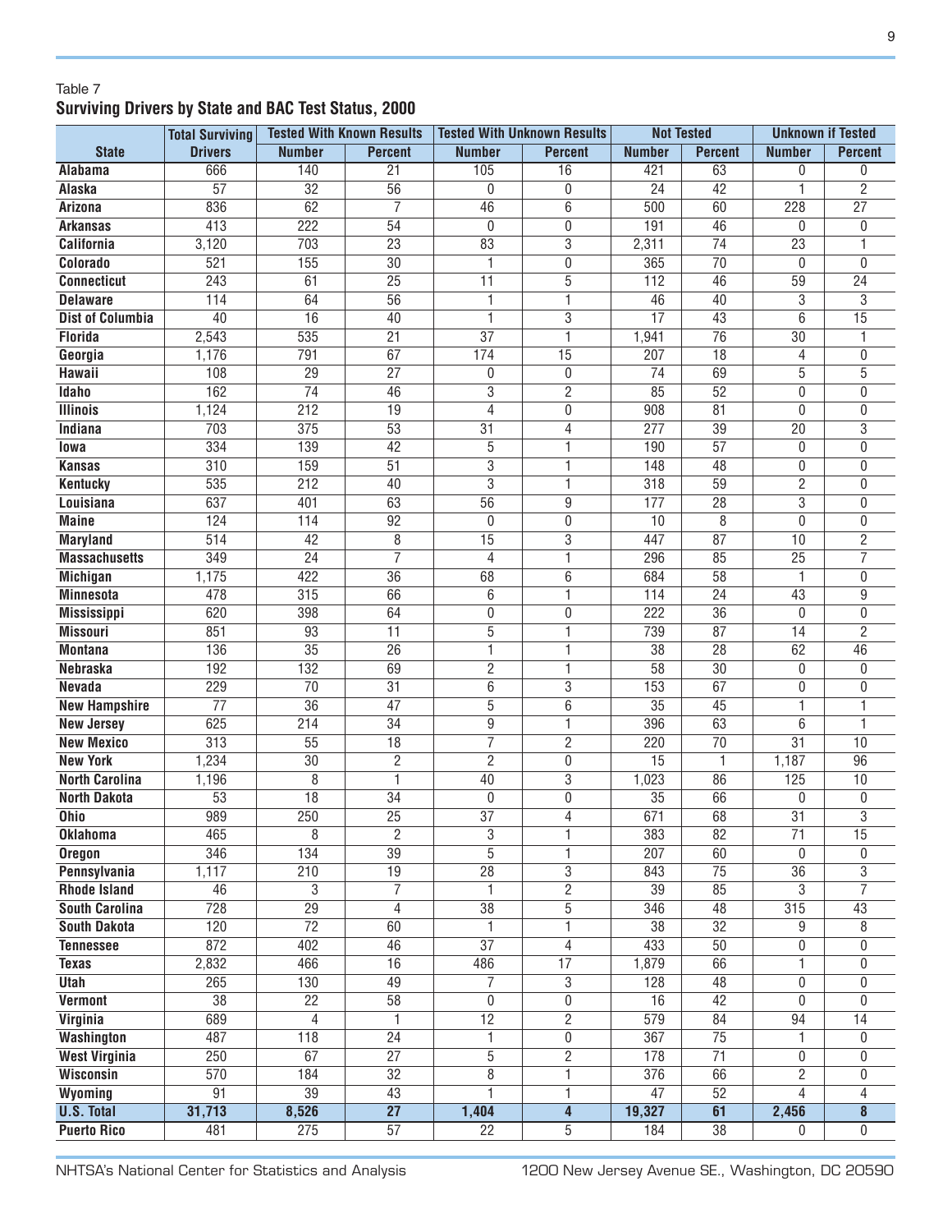Table 7

**Surviving Drivers by State and BAC Test Status, 2000**

| State | Total Surviving Drivers | Tested With Known Results | | Tested With Unknown Results | | Not Tested | | Unknown if Tested | |
|---|---|---|---|---|---|---|---|---|---|
| | | Number | Percent | Number | Percent | Number | Percent | Number | Percent |
| Alabama | 666 | 140 | 21 | 105 | 16 | 421 | 63 | 0 | 0 |
| Alaska | 57 | 32 | 56 | 0 | 0 | 24 | 42 | 1 | 2 |
| Arizona | 836 | 62 | 7 | 46 | 6 | 500 | 60 | 228 | 27 |
| Arkansas | 413 | 222 | 54 | 0 | 0 | 191 | 46 | 0 | 0 |
| California | 3,120 | 703 | 23 | 83 | 3 | 2,311 | 74 | 23 | 1 |
| Colorado | 521 | 155 | 30 | 1 | 0 | 365 | 70 | 0 | 0 |
| Connecticut | 243 | 61 | 25 | 11 | 5 | 112 | 46 | 59 | 24 |
| Delaware | 114 | 64 | 56 | 1 | 1 | 46 | 40 | 3 | 3 |
| Dist of Columbia | 40 | 16 | 40 | 1 | 3 | 17 | 43 | 6 | 15 |
| Florida | 2,543 | 535 | 21 | 37 | 1 | 1,941 | 76 | 30 | 1 |
| Georgia | 1,176 | 791 | 67 | 174 | 15 | 207 | 18 | 4 | 0 |
| Hawaii | 108 | 29 | 27 | 0 | 0 | 74 | 69 | 5 | 5 |
| Idaho | 162 | 74 | 46 | 3 | 2 | 85 | 52 | 0 | 0 |
| Illinois | 1,124 | 212 | 19 | 4 | 0 | 908 | 81 | 0 | 0 |
| Indiana | 703 | 375 | 53 | 31 | 4 | 277 | 39 | 20 | 3 |
| Iowa | 334 | 139 | 42 | 5 | 1 | 190 | 57 | 0 | 0 |
| Kansas | 310 | 159 | 51 | 3 | 1 | 148 | 48 | 0 | 0 |
| Kentucky | 535 | 212 | 40 | 3 | 1 | 318 | 59 | 2 | 0 |
| Louisiana | 637 | 401 | 63 | 56 | 9 | 177 | 28 | 3 | 0 |
| Maine | 124 | 114 | 92 | 0 | 0 | 10 | 8 | 0 | 0 |
| Maryland | 514 | 42 | 8 | 15 | 3 | 447 | 87 | 10 | 2 |
| Massachusetts | 349 | 24 | 7 | 4 | 1 | 296 | 85 | 25 | 7 |
| Michigan | 1,175 | 422 | 36 | 68 | 6 | 684 | 58 | 1 | 0 |
| Minnesota | 478 | 315 | 66 | 6 | 1 | 114 | 24 | 43 | 9 |
| Mississippi | 620 | 398 | 64 | 0 | 0 | 222 | 36 | 0 | 0 |
| Missouri | 851 | 93 | 11 | 5 | 1 | 739 | 87 | 14 | 2 |
| Montana | 136 | 35 | 26 | 1 | 1 | 38 | 28 | 62 | 46 |
| Nebraska | 192 | 132 | 69 | 2 | 1 | 58 | 30 | 0 | 0 |
| Nevada | 229 | 70 | 31 | 6 | 3 | 153 | 67 | 0 | 0 |
| New Hampshire | 77 | 36 | 47 | 5 | 6 | 35 | 45 | 1 | 1 |
| New Jersey | 625 | 214 | 34 | 9 | 1 | 396 | 63 | 6 | 1 |
| New Mexico | 313 | 55 | 18 | 7 | 2 | 220 | 70 | 31 | 10 |
| New York | 1,234 | 30 | 2 | 2 | 0 | 15 | 1 | 1,187 | 96 |
| North Carolina | 1,196 | 8 | 1 | 40 | 3 | 1,023 | 86 | 125 | 10 |
| North Dakota | 53 | 18 | 34 | 0 | 0 | 35 | 66 | 0 | 0 |
| Ohio | 989 | 250 | 25 | 37 | 4 | 671 | 68 | 31 | 3 |
| Oklahoma | 465 | 8 | 2 | 3 | 1 | 383 | 82 | 71 | 15 |
| Oregon | 346 | 134 | 39 | 5 | 1 | 207 | 60 | 0 | 0 |
| Pennsylvania | 1,117 | 210 | 19 | 28 | 3 | 843 | 75 | 36 | 3 |
| Rhode Island | 46 | 3 | 7 | 1 | 2 | 39 | 85 | 3 | 7 |
| South Carolina | 728 | 29 | 4 | 38 | 5 | 346 | 48 | 315 | 43 |
| South Dakota | 120 | 72 | 60 | 1 | 1 | 38 | 32 | 9 | 8 |
| Tennessee | 872 | 402 | 46 | 37 | 4 | 433 | 50 | 0 | 0 |
| Texas | 2,832 | 466 | 16 | 486 | 17 | 1,879 | 66 | 1 | 0 |
| Utah | 265 | 130 | 49 | 7 | 3 | 128 | 48 | 0 | 0 |
| Vermont | 38 | 22 | 58 | 0 | 0 | 16 | 42 | 0 | 0 |
| Virginia | 689 | 4 | 1 | 12 | 2 | 579 | 84 | 94 | 14 |
| Washington | 487 | 118 | 24 | 1 | 0 | 367 | 75 | 1 | 0 |
| West Virginia | 250 | 67 | 27 | 5 | 2 | 178 | 71 | 0 | 0 |
| Wisconsin | 570 | 184 | 32 | 8 | 1 | 376 | 66 | 2 | 0 |
| Wyoming | 91 | 39 | 43 | 1 | 1 | 47 | 52 | 4 | 4 |
| **U.S. Total** | **31,713** | **8,526** | **27** | **1,404** | **4** | **19,327** | **61** | **2,456** | **8** |
| Puerto Rico | 481 | 275 | 57 | 22 | 5 | 184 | 38 | 0 | 0 |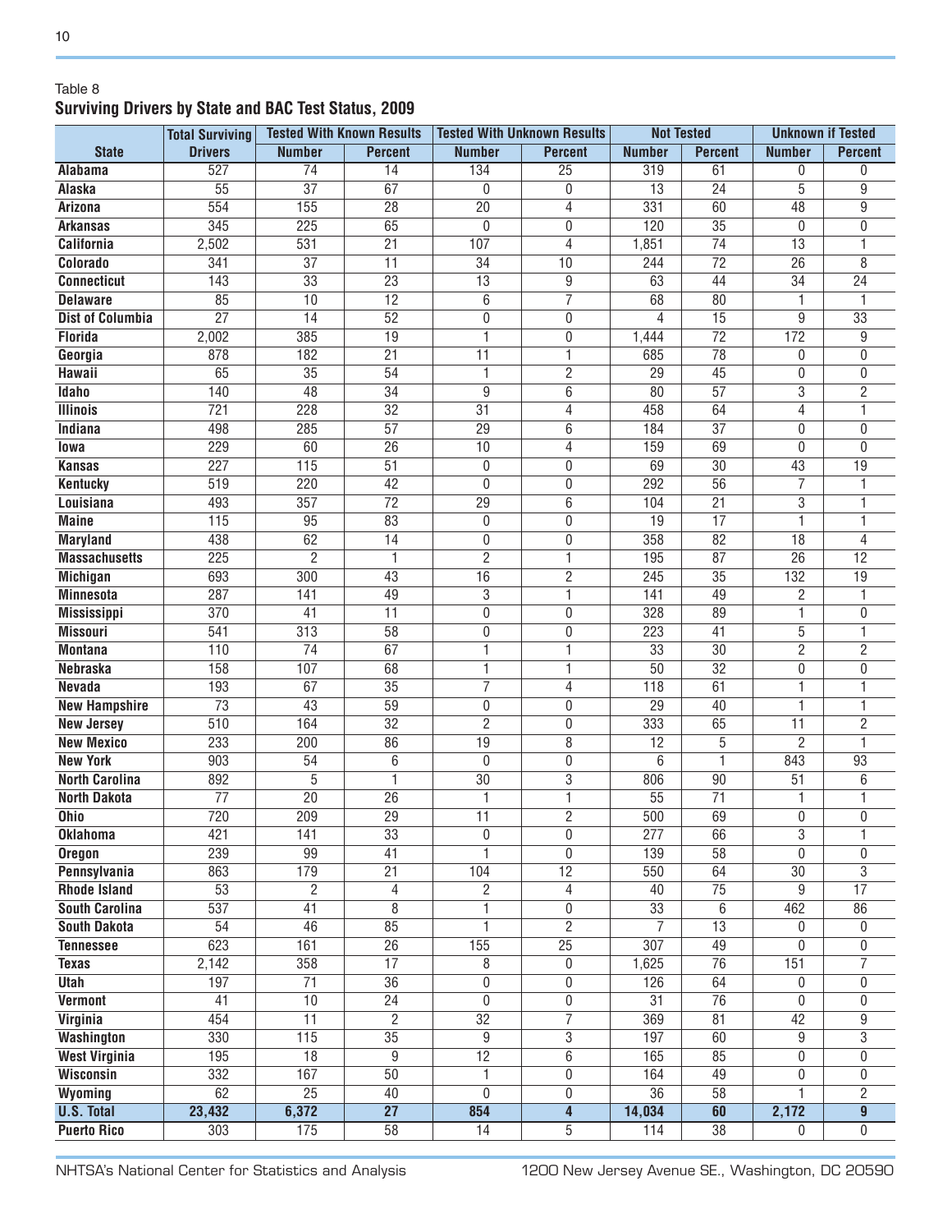Table 8
**Surviving Drivers by State and BAC Test Status, 2009**

| State | Total Surviving Drivers | Tested With Known Results | | Tested With Unknown Results | | Not Tested | | Unknown if Tested | |
|---|---|---|---|---|---|---|---|---|---|
| | | Number | Percent | Number | Percent | Number | Percent | Number | Percent |
| **Alabama** | 527 | 74 | 14 | 134 | 25 | 319 | 61 | 0 | 0 |
| **Alaska** | 55 | 37 | 67 | 0 | 0 | 13 | 24 | 5 | 9 |
| **Arizona** | 554 | 155 | 28 | 20 | 4 | 331 | 60 | 48 | 9 |
| **Arkansas** | 345 | 225 | 65 | 0 | 0 | 120 | 35 | 0 | 0 |
| **California** | 2,502 | 531 | 21 | 107 | 4 | 1,851 | 74 | 13 | 1 |
| **Colorado** | 341 | 37 | 11 | 34 | 10 | 244 | 72 | 26 | 8 |
| **Connecticut** | 143 | 33 | 23 | 13 | 9 | 63 | 44 | 34 | 24 |
| **Delaware** | 85 | 10 | 12 | 6 | 7 | 68 | 80 | 1 | 1 |
| **Dist of Columbia** | 27 | 14 | 52 | 0 | 0 | 4 | 15 | 9 | 33 |
| **Florida** | 2,002 | 385 | 19 | 1 | 0 | 1,444 | 72 | 172 | 9 |
| **Georgia** | 878 | 182 | 21 | 11 | 1 | 685 | 78 | 0 | 0 |
| **Hawaii** | 65 | 35 | 54 | 1 | 2 | 29 | 45 | 0 | 0 |
| **Idaho** | 140 | 48 | 34 | 9 | 6 | 80 | 57 | 3 | 2 |
| **Illinois** | 721 | 228 | 32 | 31 | 4 | 458 | 64 | 4 | 1 |
| **Indiana** | 498 | 285 | 57 | 29 | 6 | 184 | 37 | 0 | 0 |
| **Iowa** | 229 | 60 | 26 | 10 | 4 | 159 | 69 | 0 | 0 |
| **Kansas** | 227 | 115 | 51 | 0 | 0 | 69 | 30 | 43 | 19 |
| **Kentucky** | 519 | 220 | 42 | 0 | 0 | 292 | 56 | 7 | 1 |
| **Louisiana** | 493 | 357 | 72 | 29 | 6 | 104 | 21 | 3 | 1 |
| **Maine** | 115 | 95 | 83 | 0 | 0 | 19 | 17 | 1 | 1 |
| **Maryland** | 438 | 62 | 14 | 0 | 0 | 358 | 82 | 18 | 4 |
| **Massachusetts** | 225 | 2 | 1 | 2 | 1 | 195 | 87 | 26 | 12 |
| **Michigan** | 693 | 300 | 43 | 16 | 2 | 245 | 35 | 132 | 19 |
| **Minnesota** | 287 | 141 | 49 | 3 | 1 | 141 | 49 | 2 | 1 |
| **Mississippi** | 370 | 41 | 11 | 0 | 0 | 328 | 89 | 1 | 0 |
| **Missouri** | 541 | 313 | 58 | 0 | 0 | 223 | 41 | 5 | 1 |
| **Montana** | 110 | 74 | 67 | 1 | 1 | 33 | 30 | 2 | 2 |
| **Nebraska** | 158 | 107 | 68 | 1 | 1 | 50 | 32 | 0 | 0 |
| **Nevada** | 193 | 67 | 35 | 7 | 4 | 118 | 61 | 1 | 1 |
| **New Hampshire** | 73 | 43 | 59 | 0 | 0 | 29 | 40 | 1 | 1 |
| **New Jersey** | 510 | 164 | 32 | 2 | 0 | 333 | 65 | 11 | 2 |
| **New Mexico** | 233 | 200 | 86 | 19 | 8 | 12 | 5 | 2 | 1 |
| **New York** | 903 | 54 | 6 | 0 | 0 | 6 | 1 | 843 | 93 |
| **North Carolina** | 892 | 5 | 1 | 30 | 3 | 806 | 90 | 51 | 6 |
| **North Dakota** | 77 | 20 | 26 | 1 | 1 | 55 | 71 | 1 | 1 |
| **Ohio** | 720 | 209 | 29 | 11 | 2 | 500 | 69 | 0 | 0 |
| **Oklahoma** | 421 | 141 | 33 | 0 | 0 | 277 | 66 | 3 | 1 |
| **Oregon** | 239 | 99 | 41 | 1 | 0 | 139 | 58 | 0 | 0 |
| **Pennsylvania** | 863 | 179 | 21 | 104 | 12 | 550 | 64 | 30 | 3 |
| **Rhode Island** | 53 | 2 | 4 | 2 | 4 | 40 | 75 | 9 | 17 |
| **South Carolina** | 537 | 41 | 8 | 1 | 0 | 33 | 6 | 462 | 86 |
| **South Dakota** | 54 | 46 | 85 | 1 | 2 | 7 | 13 | 0 | 0 |
| **Tennessee** | 623 | 161 | 26 | 155 | 25 | 307 | 49 | 0 | 0 |
| **Texas** | 2,142 | 358 | 17 | 8 | 0 | 1,625 | 76 | 151 | 7 |
| **Utah** | 197 | 71 | 36 | 0 | 0 | 126 | 64 | 0 | 0 |
| **Vermont** | 41 | 10 | 24 | 0 | 0 | 31 | 76 | 0 | 0 |
| **Virginia** | 454 | 11 | 2 | 32 | 7 | 369 | 81 | 42 | 9 |
| **Washington** | 330 | 115 | 35 | 9 | 3 | 197 | 60 | 9 | 3 |
| **West Virginia** | 195 | 18 | 9 | 12 | 6 | 165 | 85 | 0 | 0 |
| **Wisconsin** | 332 | 167 | 50 | 1 | 0 | 164 | 49 | 0 | 0 |
| **Wyoming** | 62 | 25 | 40 | 0 | 0 | 36 | 58 | 1 | 2 |
| **U.S. Total** | **23,432** | **6,372** | **27** | **854** | **4** | **14,034** | **60** | **2,172** | **9** |
| **Puerto Rico** | 303 | 175 | 58 | 14 | 5 | 114 | 38 | 0 | 0 |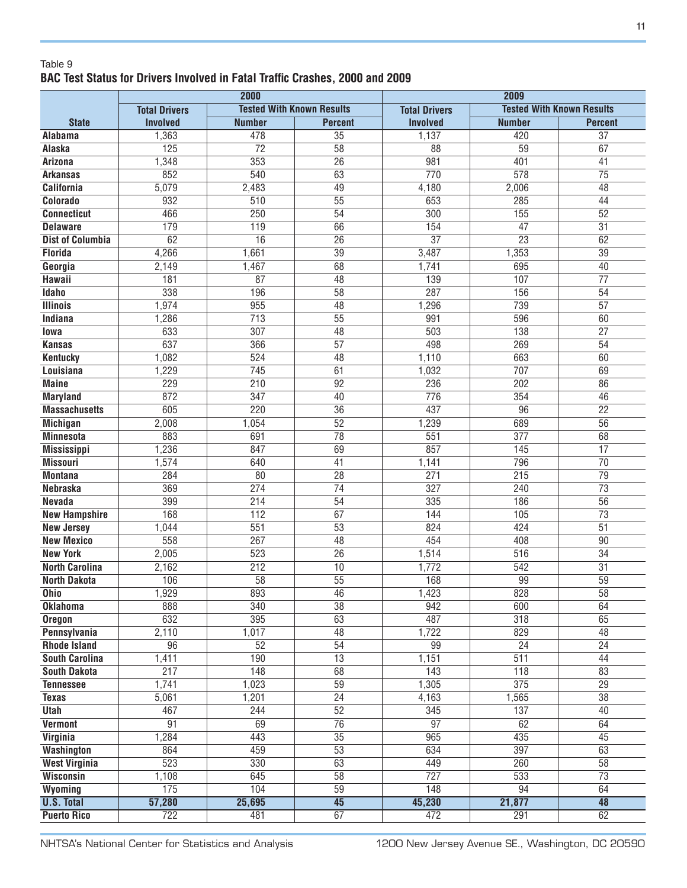Table 9

**BAC Test Status for Drivers Involved in Fatal Traffic Crashes, 2000 and 2009**

| | 2000 | | | 2009 | | |
|---|---|---|---|---|---|---|
| | Total Drivers | Tested With Known Results | | Total Drivers | Tested With Known Results | |
| State | Involved | Number | Percent | Involved | Number | Percent |
| Alabama | 1,363 | 478 | 35 | 1,137 | 420 | 37 |
| Alaska | 125 | 72 | 58 | 88 | 59 | 67 |
| Arizona | 1,348 | 353 | 26 | 981 | 401 | 41 |
| Arkansas | 852 | 540 | 63 | 770 | 578 | 75 |
| California | 5,079 | 2,483 | 49 | 4,180 | 2,006 | 48 |
| Colorado | 932 | 510 | 55 | 653 | 285 | 44 |
| Connecticut | 466 | 250 | 54 | 300 | 155 | 52 |
| Delaware | 179 | 119 | 66 | 154 | 47 | 31 |
| Dist of Columbia | 62 | 16 | 26 | 37 | 23 | 62 |
| Florida | 4,266 | 1,661 | 39 | 3,487 | 1,353 | 39 |
| Georgia | 2,149 | 1,467 | 68 | 1,741 | 695 | 40 |
| Hawaii | 181 | 87 | 48 | 139 | 107 | 77 |
| Idaho | 338 | 196 | 58 | 287 | 156 | 54 |
| Illinois | 1,974 | 955 | 48 | 1,296 | 739 | 57 |
| Indiana | 1,286 | 713 | 55 | 991 | 596 | 60 |
| Iowa | 633 | 307 | 48 | 503 | 138 | 27 |
| Kansas | 637 | 366 | 57 | 498 | 269 | 54 |
| Kentucky | 1,082 | 524 | 48 | 1,110 | 663 | 60 |
| Louisiana | 1,229 | 745 | 61 | 1,032 | 707 | 69 |
| Maine | 229 | 210 | 92 | 236 | 202 | 86 |
| Maryland | 872 | 347 | 40 | 776 | 354 | 46 |
| Massachusetts | 605 | 220 | 36 | 437 | 96 | 22 |
| Michigan | 2,008 | 1,054 | 52 | 1,239 | 689 | 56 |
| Minnesota | 883 | 691 | 78 | 551 | 377 | 68 |
| Mississippi | 1,236 | 847 | 69 | 857 | 145 | 17 |
| Missouri | 1,574 | 640 | 41 | 1,141 | 796 | 70 |
| Montana | 284 | 80 | 28 | 271 | 215 | 79 |
| Nebraska | 369 | 274 | 74 | 327 | 240 | 73 |
| Nevada | 399 | 214 | 54 | 335 | 186 | 56 |
| New Hampshire | 168 | 112 | 67 | 144 | 105 | 73 |
| New Jersey | 1,044 | 551 | 53 | 824 | 424 | 51 |
| New Mexico | 558 | 267 | 48 | 454 | 408 | 90 |
| New York | 2,005 | 523 | 26 | 1,514 | 516 | 34 |
| North Carolina | 2,162 | 212 | 10 | 1,772 | 542 | 31 |
| North Dakota | 106 | 58 | 55 | 168 | 99 | 59 |
| Ohio | 1,929 | 893 | 46 | 1,423 | 828 | 58 |
| Oklahoma | 888 | 340 | 38 | 942 | 600 | 64 |
| Oregon | 632 | 395 | 63 | 487 | 318 | 65 |
| Pennsylvania | 2,110 | 1,017 | 48 | 1,722 | 829 | 48 |
| Rhode Island | 96 | 52 | 54 | 99 | 24 | 24 |
| South Carolina | 1,411 | 190 | 13 | 1,151 | 511 | 44 |
| South Dakota | 217 | 148 | 68 | 143 | 118 | 83 |
| Tennessee | 1,741 | 1,023 | 59 | 1,305 | 375 | 29 |
| Texas | 5,061 | 1,201 | 24 | 4,163 | 1,565 | 38 |
| Utah | 467 | 244 | 52 | 345 | 137 | 40 |
| Vermont | 91 | 69 | 76 | 97 | 62 | 64 |
| Virginia | 1,284 | 443 | 35 | 965 | 435 | 45 |
| Washington | 864 | 459 | 53 | 634 | 397 | 63 |
| West Virginia | 523 | 330 | 63 | 449 | 260 | 58 |
| Wisconsin | 1,108 | 645 | 58 | 727 | 533 | 73 |
| Wyoming | 175 | 104 | 59 | 148 | 94 | 64 |
| **U.S. Total** | **57,280** | **25,695** | **45** | **45,230** | **21,877** | **48** |
| Puerto Rico | 722 | 481 | 67 | 472 | 291 | 62 |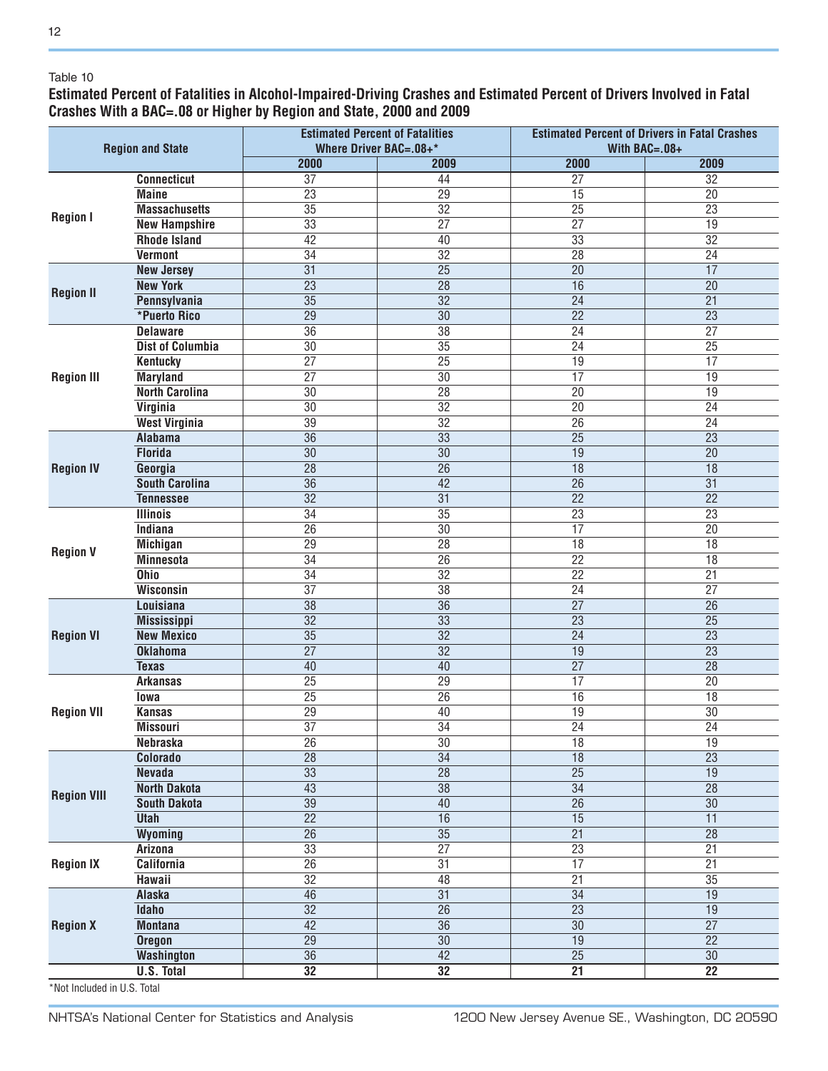Table 10

**Estimated Percent of Fatalities in Alcohol-Impaired-Driving Crashes and Estimated Percent of Drivers Involved in Fatal Crashes With a BAC=.08 or Higher by Region and State, 2000 and 2009**

| Region and State | | Estimated Percent of Fatalities Where Driver BAC=.08+* | | Estimated Percent of Drivers in Fatal Crashes With BAC=.08+ | |
|---|---|---|---|---|---|
| | | 2000 | 2009 | 2000 | 2009 |
| Region I | Connecticut | 37 | 44 | 27 | 32 |
| | Maine | 23 | 29 | 15 | 20 |
| | Massachusetts | 35 | 32 | 25 | 23 |
| | New Hampshire | 33 | 27 | 27 | 19 |
| | Rhode Island | 42 | 40 | 33 | 32 |
| | Vermont | 34 | 32 | 28 | 24 |
| Region II | New Jersey | 31 | 25 | 20 | 17 |
| | New York | 23 | 28 | 16 | 20 |
| | Pennsylvania | 35 | 32 | 24 | 21 |
| | *Puerto Rico | 29 | 30 | 22 | 23 |
| Region III | Delaware | 36 | 38 | 24 | 27 |
| | Dist of Columbia | 30 | 35 | 24 | 25 |
| | Kentucky | 27 | 25 | 19 | 17 |
| | Maryland | 27 | 30 | 17 | 19 |
| | North Carolina | 30 | 28 | 20 | 19 |
| | Virginia | 30 | 32 | 20 | 24 |
| | West Virginia | 39 | 32 | 26 | 24 |
| Region IV | Alabama | 36 | 33 | 25 | 23 |
| | Florida | 30 | 30 | 19 | 20 |
| | Georgia | 28 | 26 | 18 | 18 |
| | South Carolina | 36 | 42 | 26 | 31 |
| | Tennessee | 32 | 31 | 22 | 22 |
| Region V | Illinois | 34 | 35 | 23 | 23 |
| | Indiana | 26 | 30 | 17 | 20 |
| | Michigan | 29 | 28 | 18 | 18 |
| | Minnesota | 34 | 26 | 22 | 18 |
| | Ohio | 34 | 32 | 22 | 21 |
| | Wisconsin | 37 | 38 | 24 | 27 |
| Region VI | Louisiana | 38 | 36 | 27 | 26 |
| | Mississippi | 32 | 33 | 23 | 25 |
| | New Mexico | 35 | 32 | 24 | 23 |
| | Oklahoma | 27 | 32 | 19 | 23 |
| | Texas | 40 | 40 | 27 | 28 |
| Region VII | Arkansas | 25 | 29 | 17 | 20 |
| | Iowa | 25 | 26 | 16 | 18 |
| | Kansas | 29 | 40 | 19 | 30 |
| | Missouri | 37 | 34 | 24 | 24 |
| | Nebraska | 26 | 30 | 18 | 19 |
| Region VIII | Colorado | 28 | 34 | 18 | 23 |
| | Nevada | 33 | 28 | 25 | 19 |
| | North Dakota | 43 | 38 | 34 | 28 |
| | South Dakota | 39 | 40 | 26 | 30 |
| | Utah | 22 | 16 | 15 | 11 |
| | Wyoming | 26 | 35 | 21 | 28 |
| Region IX | Arizona | 33 | 27 | 23 | 21 |
| | California | 26 | 31 | 17 | 21 |
| | Hawaii | 32 | 48 | 21 | 35 |
| Region X | Alaska | 46 | 31 | 34 | 19 |
| | Idaho | 32 | 26 | 23 | 19 |
| | Montana | 42 | 36 | 30 | 27 |
| | Oregon | 29 | 30 | 19 | 22 |
| | Washington | 36 | 42 | 25 | 30 |
| | **U.S. Total** | **32** | **32** | **21** | **22** |

*Not Included in U.S. Total